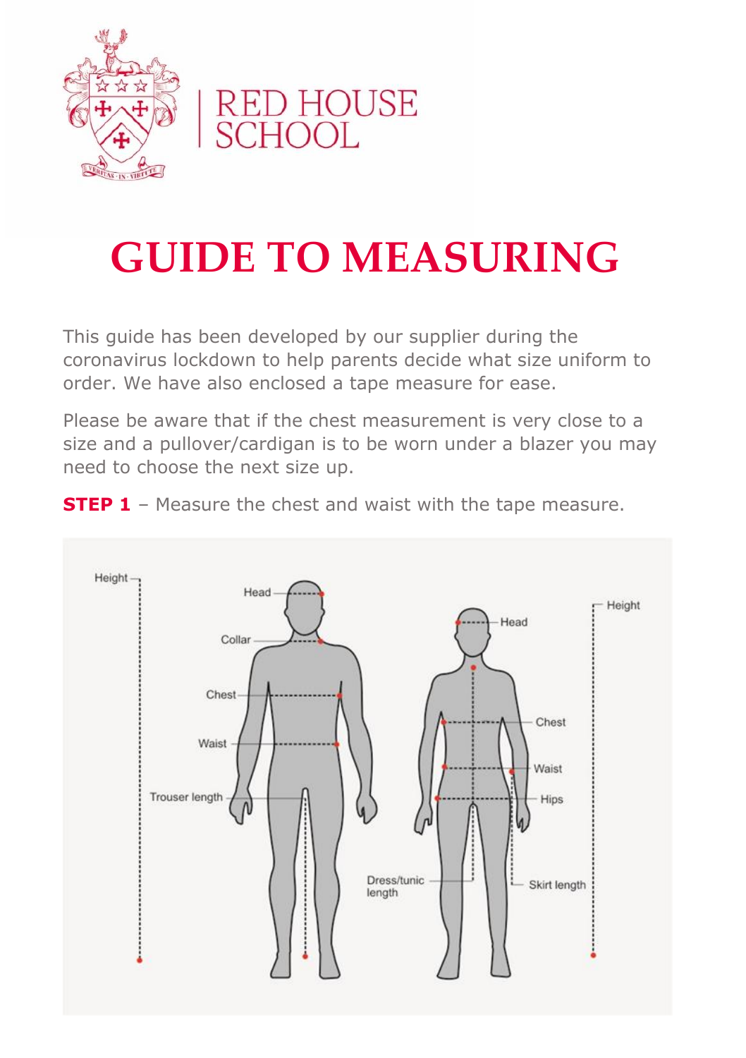RED HOUSE SCHOOL

# GUIDE TO MEASURING

This guide has been developed by our supplier during the coronavirus lockdown to help parents decide what size uniform to order. We have also enclosed a tape measure for ease.

Please be aware that if the chest measurement is very close to a size and a pullover/cardigan is to be worn under a blazer you may need to choose the next size up.

**STEP 1** – Measure the chest and waist with the tape measure.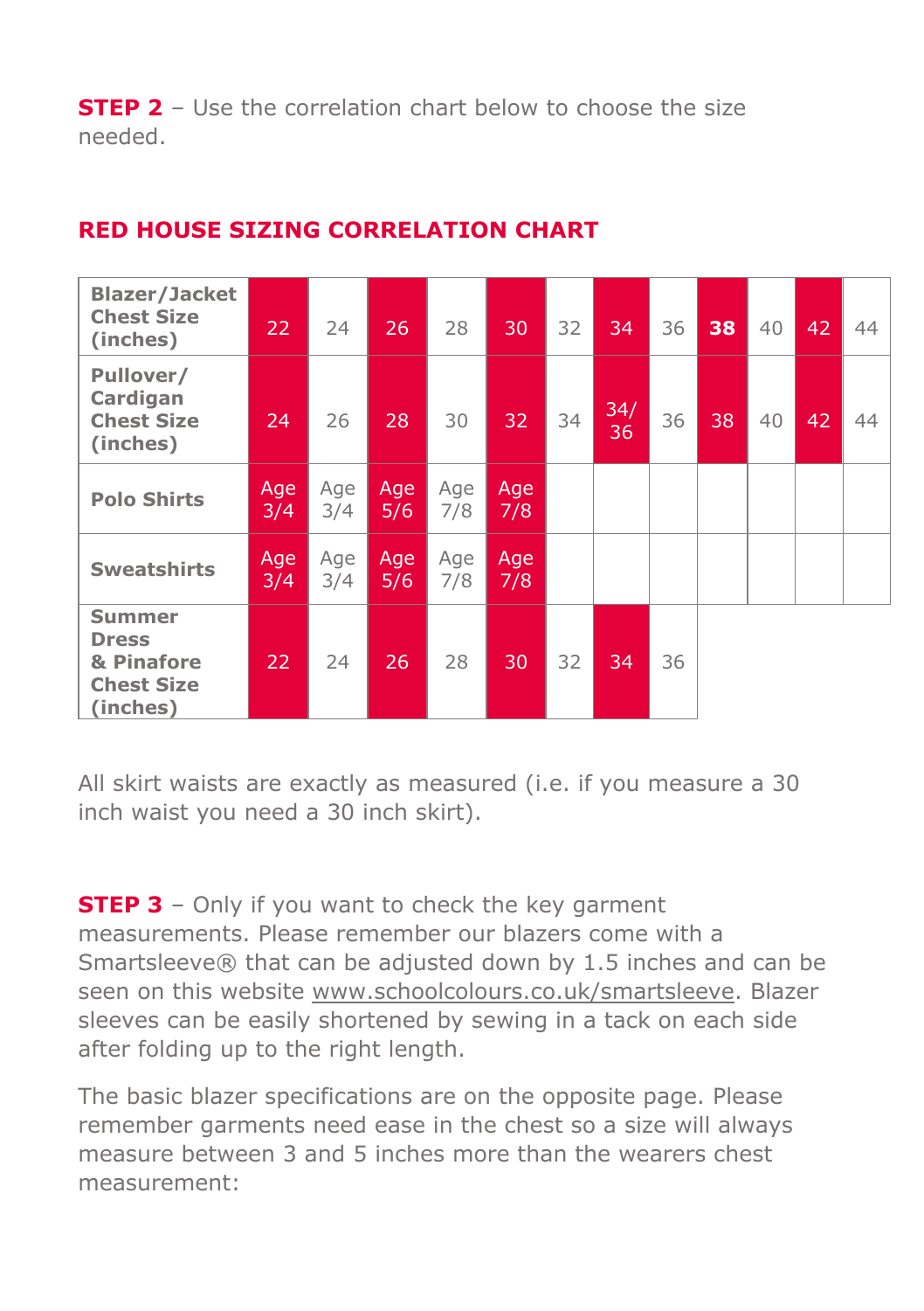**STEP 2** – Use the correlation chart below to choose the size needed.

## RED HOUSE SIZING CORRELATION CHART

| **Blazer/Jacket Chest Size (inches)** | 22 | 24 | 26 | 28 | 30 | 32 | 34 | 36 | **38** | 40 | 42 | 44 |
|---|---|---|---|---|---|---|---|---|---|---|---|---|
| **Pullover/ Cardigan Chest Size (inches)** | 24 | 26 | 28 | 30 | 32 | 34 | 34/ 36 | 36 | 38 | 40 | 42 | 44 |
| **Polo Shirts** | Age 3/4 | Age 3/4 | Age 5/6 | Age 7/8 | Age 7/8 | | | | | | | |
| **Sweatshirts** | Age 3/4 | Age 3/4 | Age 5/6 | Age 7/8 | Age 7/8 | | | | | | | |
| **Summer Dress & Pinafore Chest Size (inches)** | 22 | 24 | 26 | 28 | 30 | 32 | 34 | 36 | | | | |

All skirt waists are exactly as measured (i.e. if you measure a 30 inch waist you need a 30 inch skirt).

**STEP 3** – Only if you want to check the key garment measurements. Please remember our blazers come with a Smartsleeve® that can be adjusted down by 1.5 inches and can be seen on this website www.schoolcolours.co.uk/smartsleeve. Blazer sleeves can be easily shortened by sewing in a tack on each side after folding up to the right length.

The basic blazer specifications are on the opposite page. Please remember garments need ease in the chest so a size will always measure between 3 and 5 inches more than the wearers chest measurement: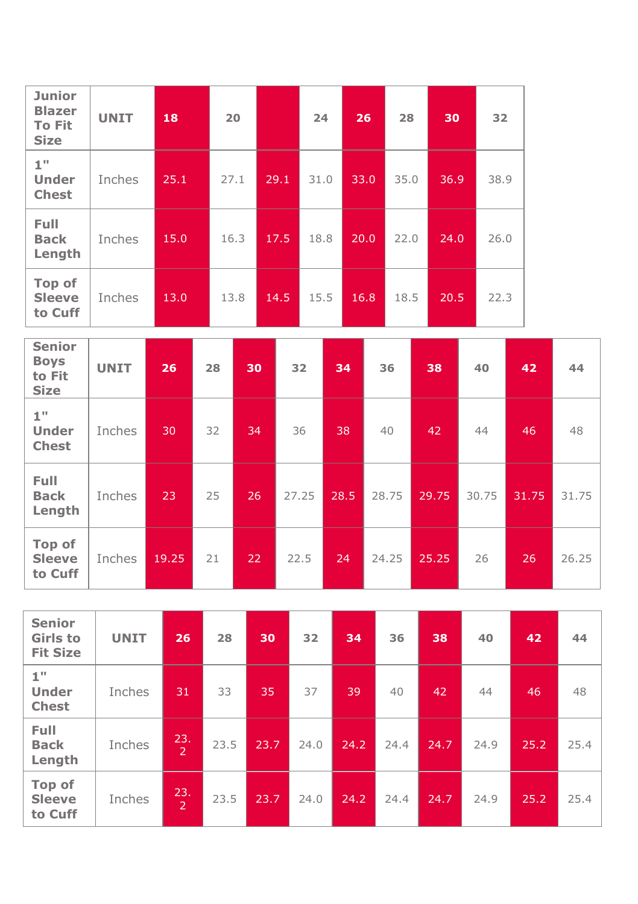| Junior Blazer To Fit Size | UNIT | 18 | 20 | | 24 | 26 | 28 | 30 | 32 |
|---|---|---|---|---|---|---|---|---|---|
| 1" Under Chest | Inches | 25.1 | 27.1 | 29.1 | 31.0 | 33.0 | 35.0 | 36.9 | 38.9 |
| Full Back Length | Inches | 15.0 | 16.3 | 17.5 | 18.8 | 20.0 | 22.0 | 24.0 | 26.0 |
| Top of Sleeve to Cuff | Inches | 13.0 | 13.8 | 14.5 | 15.5 | 16.8 | 18.5 | 20.5 | 22.3 |

| Senior Boys to Fit Size | UNIT | 26 | 28 | 30 | 32 | 34 | 36 | 38 | 40 | 42 | 44 |
|---|---|---|---|---|---|---|---|---|---|---|---|
| 1" Under Chest | Inches | 30 | 32 | 34 | 36 | 38 | 40 | 42 | 44 | 46 | 48 |
| Full Back Length | Inches | 23 | 25 | 26 | 27.25 | 28.5 | 28.75 | 29.75 | 30.75 | 31.75 | 31.75 |
| Top of Sleeve to Cuff | Inches | 19.25 | 21 | 22 | 22.5 | 24 | 24.25 | 25.25 | 26 | 26 | 26.25 |

| Senior Girls to Fit Size | UNIT | 26 | 28 | 30 | 32 | 34 | 36 | 38 | 40 | 42 | 44 |
|---|---|---|---|---|---|---|---|---|---|---|---|
| 1" Under Chest | Inches | 31 | 33 | 35 | 37 | 39 | 40 | 42 | 44 | 46 | 48 |
| Full Back Length | Inches | 23.2 | 23.5 | 23.7 | 24.0 | 24.2 | 24.4 | 24.7 | 24.9 | 25.2 | 25.4 |
| Top of Sleeve to Cuff | Inches | 23.2 | 23.5 | 23.7 | 24.0 | 24.2 | 24.4 | 24.7 | 24.9 | 25.2 | 25.4 |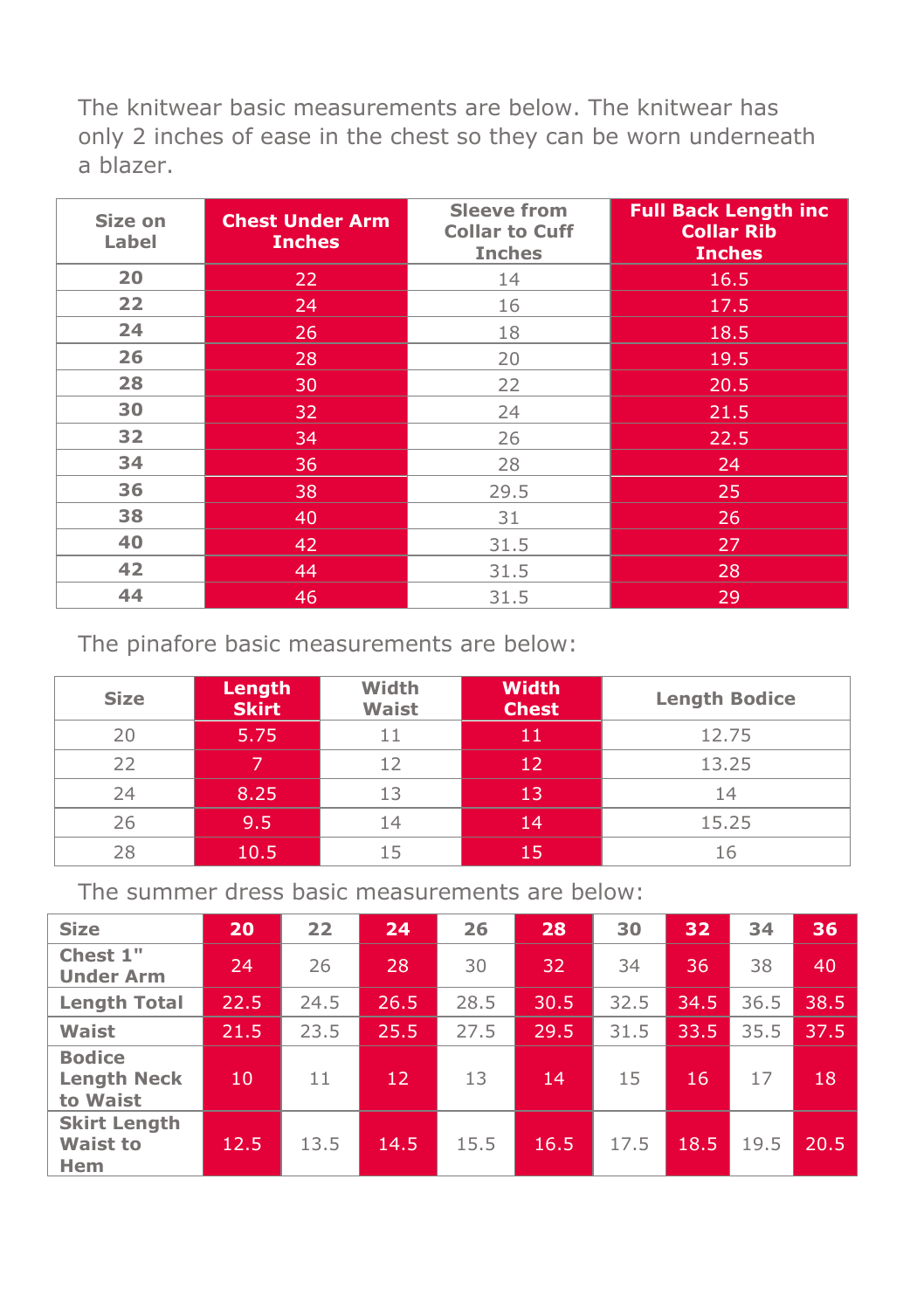The knitwear basic measurements are below. The knitwear has only 2 inches of ease in the chest so they can be worn underneath a blazer.

| Size on Label | Chest Under Arm Inches | Sleeve from Collar to Cuff Inches | Full Back Length inc Collar Rib Inches |
| --- | --- | --- | --- |
| 20 | 22 | 14 | 16.5 |
| 22 | 24 | 16 | 17.5 |
| 24 | 26 | 18 | 18.5 |
| 26 | 28 | 20 | 19.5 |
| 28 | 30 | 22 | 20.5 |
| 30 | 32 | 24 | 21.5 |
| 32 | 34 | 26 | 22.5 |
| 34 | 36 | 28 | 24 |
| 36 | 38 | 29.5 | 25 |
| 38 | 40 | 31 | 26 |
| 40 | 42 | 31.5 | 27 |
| 42 | 44 | 31.5 | 28 |
| 44 | 46 | 31.5 | 29 |

The pinafore basic measurements are below:

| Size | Length Skirt | Width Waist | Width Chest | Length Bodice |
| --- | --- | --- | --- | --- |
| 20 | 5.75 | 11 | 11 | 12.75 |
| 22 | 7 | 12 | 12 | 13.25 |
| 24 | 8.25 | 13 | 13 | 14 |
| 26 | 9.5 | 14 | 14 | 15.25 |
| 28 | 10.5 | 15 | 15 | 16 |

The summer dress basic measurements are below:

| Size | 20 | 22 | 24 | 26 | 28 | 30 | 32 | 34 | 36 |
| --- | --- | --- | --- | --- | --- | --- | --- | --- | --- |
| Chest 1" Under Arm | 24 | 26 | 28 | 30 | 32 | 34 | 36 | 38 | 40 |
| Length Total | 22.5 | 24.5 | 26.5 | 28.5 | 30.5 | 32.5 | 34.5 | 36.5 | 38.5 |
| Waist | 21.5 | 23.5 | 25.5 | 27.5 | 29.5 | 31.5 | 33.5 | 35.5 | 37.5 |
| Bodice Length Neck to Waist | 10 | 11 | 12 | 13 | 14 | 15 | 16 | 17 | 18 |
| Skirt Length Waist to Hem | 12.5 | 13.5 | 14.5 | 15.5 | 16.5 | 17.5 | 18.5 | 19.5 | 20.5 |